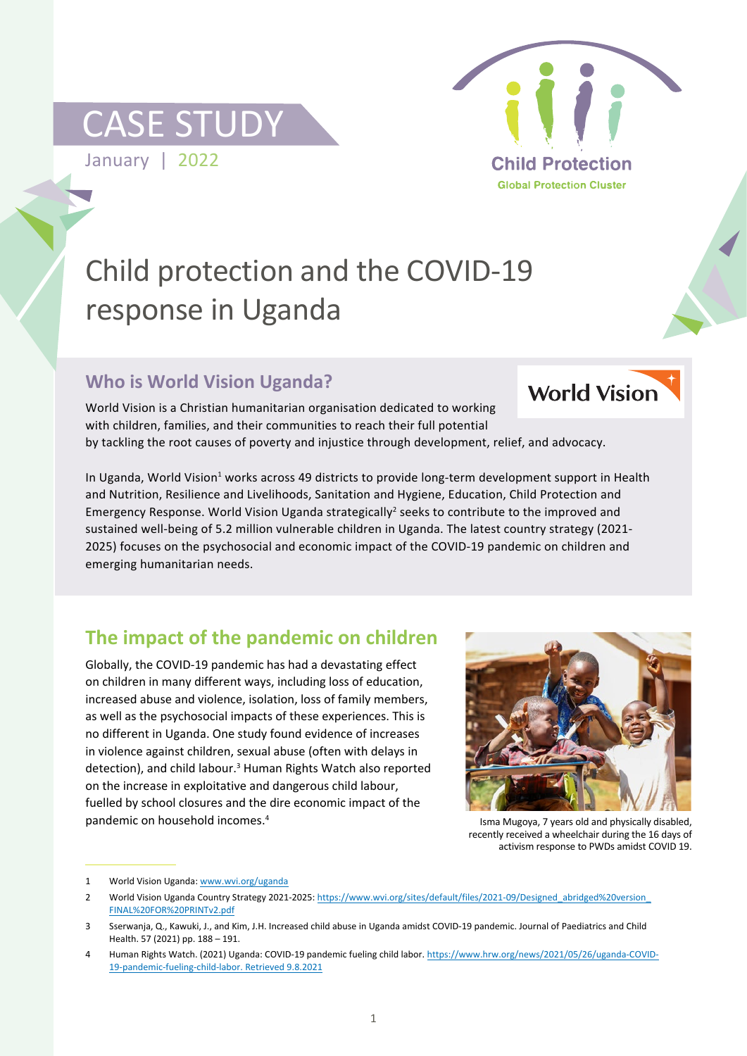CASE STUDY

January | 2022

Child Protection
Global Protection Cluster

# Child protection and the COVID-19 response in Uganda

## Who is World Vision Uganda?

World Vision is a Christian humanitarian organisation dedicated to working with children, families, and their communities to reach their full potential by tackling the root causes of poverty and injustice through development, relief, and advocacy.

In Uganda, World Vision[1] works across 49 districts to provide long-term development support in Health and Nutrition, Resilience and Livelihoods, Sanitation and Hygiene, Education, Child Protection and Emergency Response. World Vision Uganda strategically[2] seeks to contribute to the improved and sustained well-being of 5.2 million vulnerable children in Uganda. The latest country strategy (2021-2025) focuses on the psychosocial and economic impact of the COVID-19 pandemic on children and emerging humanitarian needs.

## The impact of the pandemic on children

Globally, the COVID-19 pandemic has had a devastating effect on children in many different ways, including loss of education, increased abuse and violence, isolation, loss of family members, as well as the psychosocial impacts of these experiences. This is no different in Uganda. One study found evidence of increases in violence against children, sexual abuse (often with delays in detection), and child labour.[3] Human Rights Watch also reported on the increase in exploitative and dangerous child labour, fuelled by school closures and the dire economic impact of the pandemic on household incomes.[4]

Isma Mugoya, 7 years old and physically disabled, recently received a wheelchair during the 16 days of activism response to PWDs amidst COVID 19.

---

1 World Vision Uganda: www.wvi.org/uganda

2 World Vision Uganda Country Strategy 2021-2025: https://www.wvi.org/sites/default/files/2021-09/Designed_abridged%20version_FINAL%20FOR%20PRINTv2.pdf

3 Sserwanja, Q., Kawuki, J., and Kim, J.H. Increased child abuse in Uganda amidst COVID-19 pandemic. Journal of Paediatrics and Child Health. 57 (2021) pp. 188 – 191.

4 Human Rights Watch. (2021) Uganda: COVID-19 pandemic fueling child labor. https://www.hrw.org/news/2021/05/26/uganda-COVID-19-pandemic-fueling-child-labor. Retrieved 9.8.2021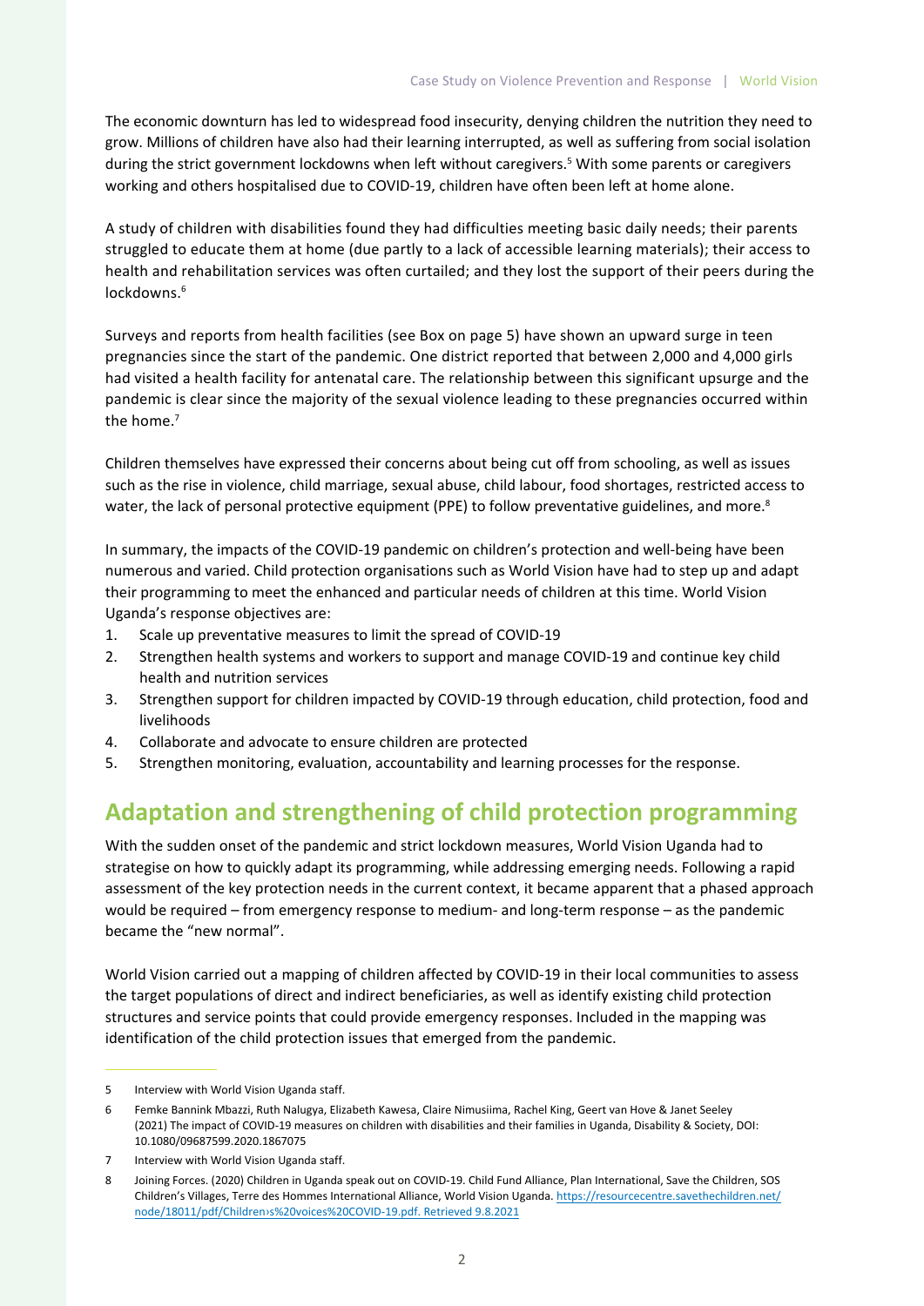The economic downturn has led to widespread food insecurity, denying children the nutrition they need to grow. Millions of children have also had their learning interrupted, as well as suffering from social isolation during the strict government lockdowns when left without caregivers.[5] With some parents or caregivers working and others hospitalised due to COVID-19, children have often been left at home alone.

A study of children with disabilities found they had difficulties meeting basic daily needs; their parents struggled to educate them at home (due partly to a lack of accessible learning materials); their access to health and rehabilitation services was often curtailed; and they lost the support of their peers during the lockdowns.[6]

Surveys and reports from health facilities (see Box on page 5) have shown an upward surge in teen pregnancies since the start of the pandemic. One district reported that between 2,000 and 4,000 girls had visited a health facility for antenatal care. The relationship between this significant upsurge and the pandemic is clear since the majority of the sexual violence leading to these pregnancies occurred within the home.[7]

Children themselves have expressed their concerns about being cut off from schooling, as well as issues such as the rise in violence, child marriage, sexual abuse, child labour, food shortages, restricted access to water, the lack of personal protective equipment (PPE) to follow preventative guidelines, and more.[8]

In summary, the impacts of the COVID-19 pandemic on children's protection and well-being have been numerous and varied. Child protection organisations such as World Vision have had to step up and adapt their programming to meet the enhanced and particular needs of children at this time. World Vision Uganda's response objectives are:

1. Scale up preventative measures to limit the spread of COVID-19
2. Strengthen health systems and workers to support and manage COVID-19 and continue key child health and nutrition services
3. Strengthen support for children impacted by COVID-19 through education, child protection, food and livelihoods
4. Collaborate and advocate to ensure children are protected
5. Strengthen monitoring, evaluation, accountability and learning processes for the response.

## Adaptation and strengthening of child protection programming

With the sudden onset of the pandemic and strict lockdown measures, World Vision Uganda had to strategise on how to quickly adapt its programming, while addressing emerging needs. Following a rapid assessment of the key protection needs in the current context, it became apparent that a phased approach would be required – from emergency response to medium- and long-term response – as the pandemic became the "new normal".

World Vision carried out a mapping of children affected by COVID-19 in their local communities to assess the target populations of direct and indirect beneficiaries, as well as identify existing child protection structures and service points that could provide emergency responses. Included in the mapping was identification of the child protection issues that emerged from the pandemic.

---

5 Interview with World Vision Uganda staff.

6 Femke Bannink Mbazzi, Ruth Nalugya, Elizabeth Kawesa, Claire Nimusiima, Rachel King, Geert van Hove & Janet Seeley (2021) The impact of COVID-19 measures on children with disabilities and their families in Uganda, Disability & Society, DOI: 10.1080/09687599.2020.1867075

7 Interview with World Vision Uganda staff.

8 Joining Forces. (2020) Children in Uganda speak out on COVID-19. Child Fund Alliance, Plan International, Save the Children, SOS Children's Villages, Terre des Hommes International Alliance, World Vision Uganda. https://resourcecentre.savethechildren.net/node/18011/pdf/Children›s%20voices%20COVID-19.pdf. Retrieved 9.8.2021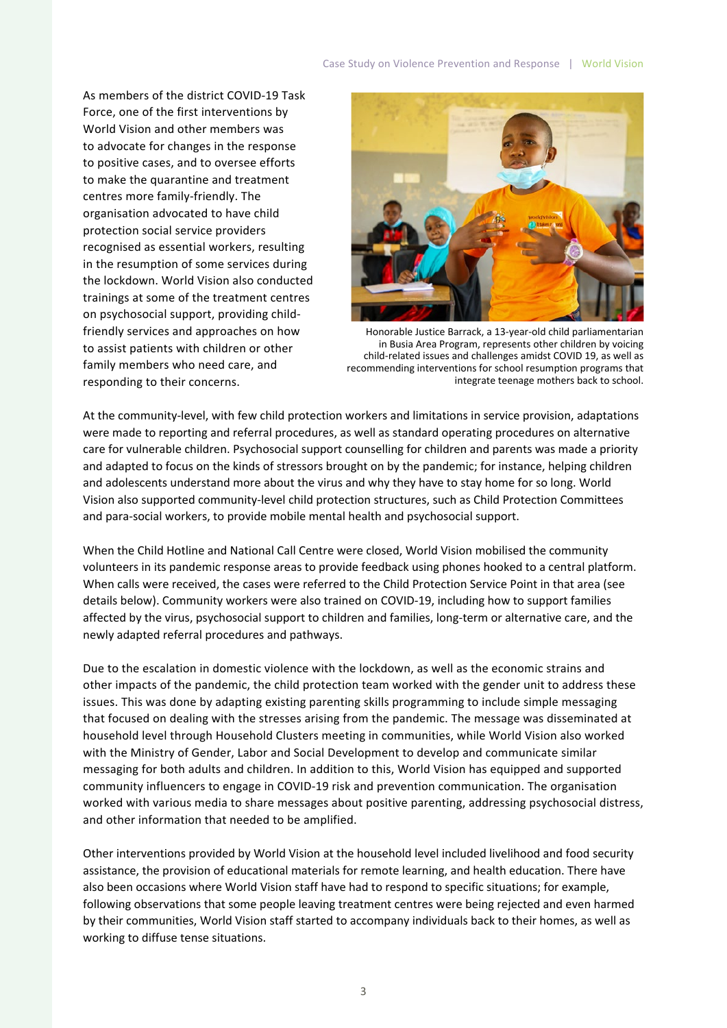As members of the district COVID-19 Task Force, one of the first interventions by World Vision and other members was to advocate for changes in the response to positive cases, and to oversee efforts to make the quarantine and treatment centres more family-friendly. The organisation advocated to have child protection social service providers recognised as essential workers, resulting in the resumption of some services during the lockdown. World Vision also conducted trainings at some of the treatment centres on psychosocial support, providing child-friendly services and approaches on how to assist patients with children or other family members who need care, and responding to their concerns.

Honorable Justice Barrack, a 13-year-old child parliamentarian in Busia Area Program, represents other children by voicing child-related issues and challenges amidst COVID 19, as well as recommending interventions for school resumption programs that integrate teenage mothers back to school.

At the community-level, with few child protection workers and limitations in service provision, adaptations were made to reporting and referral procedures, as well as standard operating procedures on alternative care for vulnerable children. Psychosocial support counselling for children and parents was made a priority and adapted to focus on the kinds of stressors brought on by the pandemic; for instance, helping children and adolescents understand more about the virus and why they have to stay home for so long. World Vision also supported community-level child protection structures, such as Child Protection Committees and para-social workers, to provide mobile mental health and psychosocial support.

When the Child Hotline and National Call Centre were closed, World Vision mobilised the community volunteers in its pandemic response areas to provide feedback using phones hooked to a central platform. When calls were received, the cases were referred to the Child Protection Service Point in that area (see details below). Community workers were also trained on COVID-19, including how to support families affected by the virus, psychosocial support to children and families, long-term or alternative care, and the newly adapted referral procedures and pathways.

Due to the escalation in domestic violence with the lockdown, as well as the economic strains and other impacts of the pandemic, the child protection team worked with the gender unit to address these issues. This was done by adapting existing parenting skills programming to include simple messaging that focused on dealing with the stresses arising from the pandemic. The message was disseminated at household level through Household Clusters meeting in communities, while World Vision also worked with the Ministry of Gender, Labor and Social Development to develop and communicate similar messaging for both adults and children. In addition to this, World Vision has equipped and supported community influencers to engage in COVID-19 risk and prevention communication. The organisation worked with various media to share messages about positive parenting, addressing psychosocial distress, and other information that needed to be amplified.

Other interventions provided by World Vision at the household level included livelihood and food security assistance, the provision of educational materials for remote learning, and health education. There have also been occasions where World Vision staff have had to respond to specific situations; for example, following observations that some people leaving treatment centres were being rejected and even harmed by their communities, World Vision staff started to accompany individuals back to their homes, as well as working to diffuse tense situations.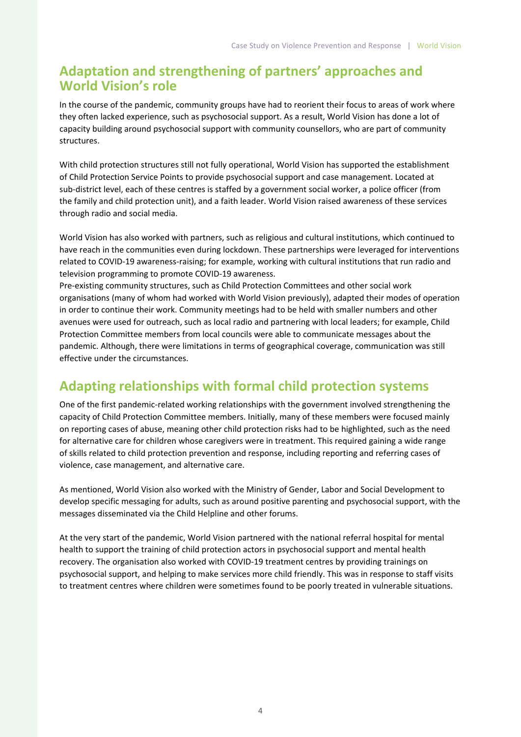## Adaptation and strengthening of partners' approaches and World Vision's role

In the course of the pandemic, community groups have had to reorient their focus to areas of work where they often lacked experience, such as psychosocial support. As a result, World Vision has done a lot of capacity building around psychosocial support with community counsellors, who are part of community structures.

With child protection structures still not fully operational, World Vision has supported the establishment of Child Protection Service Points to provide psychosocial support and case management. Located at sub-district level, each of these centres is staffed by a government social worker, a police officer (from the family and child protection unit), and a faith leader. World Vision raised awareness of these services through radio and social media.

World Vision has also worked with partners, such as religious and cultural institutions, which continued to have reach in the communities even during lockdown. These partnerships were leveraged for interventions related to COVID-19 awareness-raising; for example, working with cultural institutions that run radio and television programming to promote COVID-19 awareness.

Pre-existing community structures, such as Child Protection Committees and other social work organisations (many of whom had worked with World Vision previously), adapted their modes of operation in order to continue their work. Community meetings had to be held with smaller numbers and other avenues were used for outreach, such as local radio and partnering with local leaders; for example, Child Protection Committee members from local councils were able to communicate messages about the pandemic. Although, there were limitations in terms of geographical coverage, communication was still effective under the circumstances.

## Adapting relationships with formal child protection systems

One of the first pandemic-related working relationships with the government involved strengthening the capacity of Child Protection Committee members. Initially, many of these members were focused mainly on reporting cases of abuse, meaning other child protection risks had to be highlighted, such as the need for alternative care for children whose caregivers were in treatment. This required gaining a wide range of skills related to child protection prevention and response, including reporting and referring cases of violence, case management, and alternative care.

As mentioned, World Vision also worked with the Ministry of Gender, Labor and Social Development to develop specific messaging for adults, such as around positive parenting and psychosocial support, with the messages disseminated via the Child Helpline and other forums.

At the very start of the pandemic, World Vision partnered with the national referral hospital for mental health to support the training of child protection actors in psychosocial support and mental health recovery. The organisation also worked with COVID-19 treatment centres by providing trainings on psychosocial support, and helping to make services more child friendly. This was in response to staff visits to treatment centres where children were sometimes found to be poorly treated in vulnerable situations.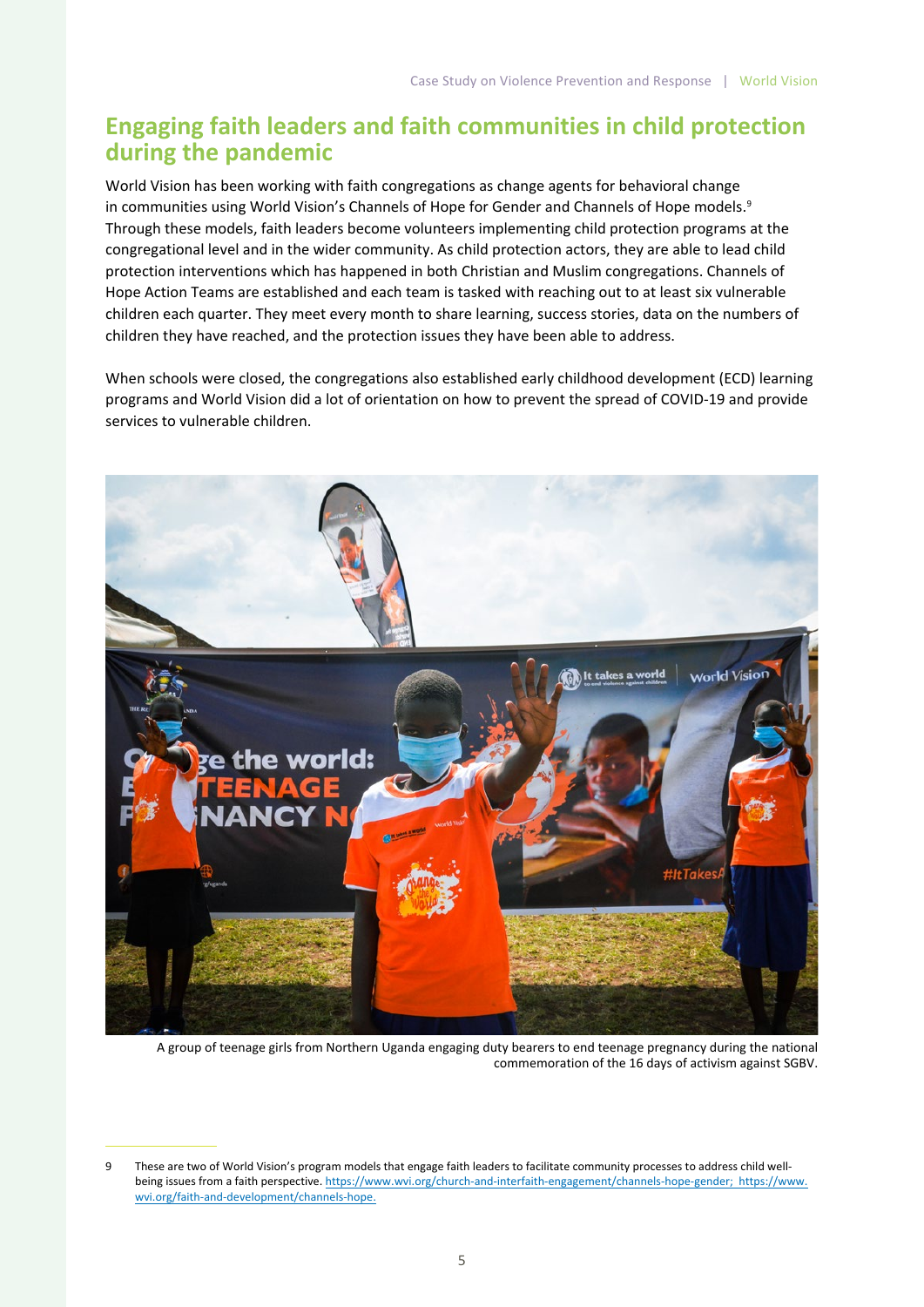## Engaging faith leaders and faith communities in child protection during the pandemic

World Vision has been working with faith congregations as change agents for behavioral change in communities using World Vision's Channels of Hope for Gender and Channels of Hope models.[9] Through these models, faith leaders become volunteers implementing child protection programs at the congregational level and in the wider community. As child protection actors, they are able to lead child protection interventions which has happened in both Christian and Muslim congregations. Channels of Hope Action Teams are established and each team is tasked with reaching out to at least six vulnerable children each quarter. They meet every month to share learning, success stories, data on the numbers of children they have reached, and the protection issues they have been able to address.

When schools were closed, the congregations also established early childhood development (ECD) learning programs and World Vision did a lot of orientation on how to prevent the spread of COVID-19 and provide services to vulnerable children.

A group of teenage girls from Northern Uganda engaging duty bearers to end teenage pregnancy during the national commemoration of the 16 days of activism against SGBV.

[9] These are two of World Vision's program models that engage faith leaders to facilitate community processes to address child well-being issues from a faith perspective. https://www.wvi.org/church-and-interfaith-engagement/channels-hope-gender; https://www.wvi.org/faith-and-development/channels-hope.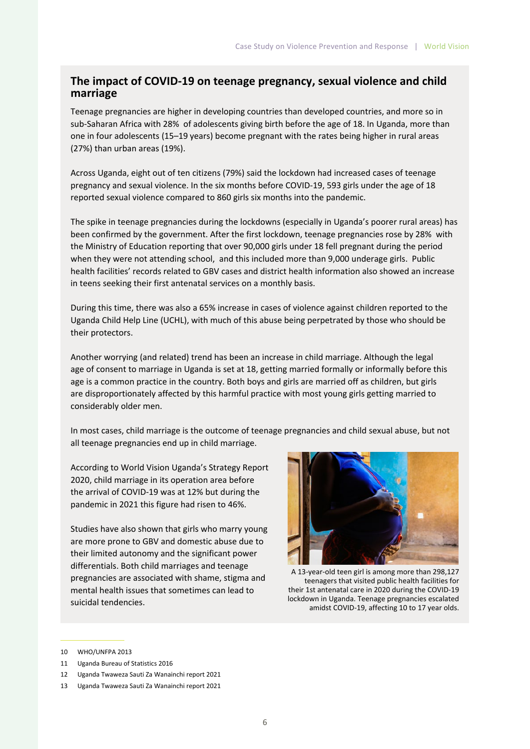## The impact of COVID-19 on teenage pregnancy, sexual violence and child marriage

Teenage pregnancies are higher in developing countries than developed countries, and more so in sub-Saharan Africa with 28% of adolescents giving birth before the age of 18. In Uganda, more than one in four adolescents (15–19 years) become pregnant with the rates being higher in rural areas (27%) than urban areas (19%).

Across Uganda, eight out of ten citizens (79%) said the lockdown had increased cases of teenage pregnancy and sexual violence. In the six months before COVID-19, 593 girls under the age of 18 reported sexual violence compared to 860 girls six months into the pandemic.

The spike in teenage pregnancies during the lockdowns (especially in Uganda's poorer rural areas) has been confirmed by the government. After the first lockdown, teenage pregnancies rose by 28% with the Ministry of Education reporting that over 90,000 girls under 18 fell pregnant during the period when they were not attending school, and this included more than 9,000 underage girls. Public health facilities' records related to GBV cases and district health information also showed an increase in teens seeking their first antenatal services on a monthly basis.

During this time, there was also a 65% increase in cases of violence against children reported to the Uganda Child Help Line (UCHL), with much of this abuse being perpetrated by those who should be their protectors.

Another worrying (and related) trend has been an increase in child marriage. Although the legal age of consent to marriage in Uganda is set at 18, getting married formally or informally before this age is a common practice in the country. Both boys and girls are married off as children, but girls are disproportionately affected by this harmful practice with most young girls getting married to considerably older men.

In most cases, child marriage is the outcome of teenage pregnancies and child sexual abuse, but not all teenage pregnancies end up in child marriage.

According to World Vision Uganda's Strategy Report 2020, child marriage in its operation area before the arrival of COVID-19 was at 12% but during the pandemic in 2021 this figure had risen to 46%.

Studies have also shown that girls who marry young are more prone to GBV and domestic abuse due to their limited autonomy and the significant power differentials. Both child marriages and teenage pregnancies are associated with shame, stigma and mental health issues that sometimes can lead to suicidal tendencies.

A 13-year-old teen girl is among more than 298,127 teenagers that visited public health facilities for their 1st antenatal care in 2020 during the COVID-19 lockdown in Uganda. Teenage pregnancies escalated amidst COVID-19, affecting 10 to 17 year olds.

---

10 WHO/UNFPA 2013

11 Uganda Bureau of Statistics 2016

12 Uganda Twaweza Sauti Za Wanainchi report 2021

13 Uganda Twaweza Sauti Za Wanainchi report 2021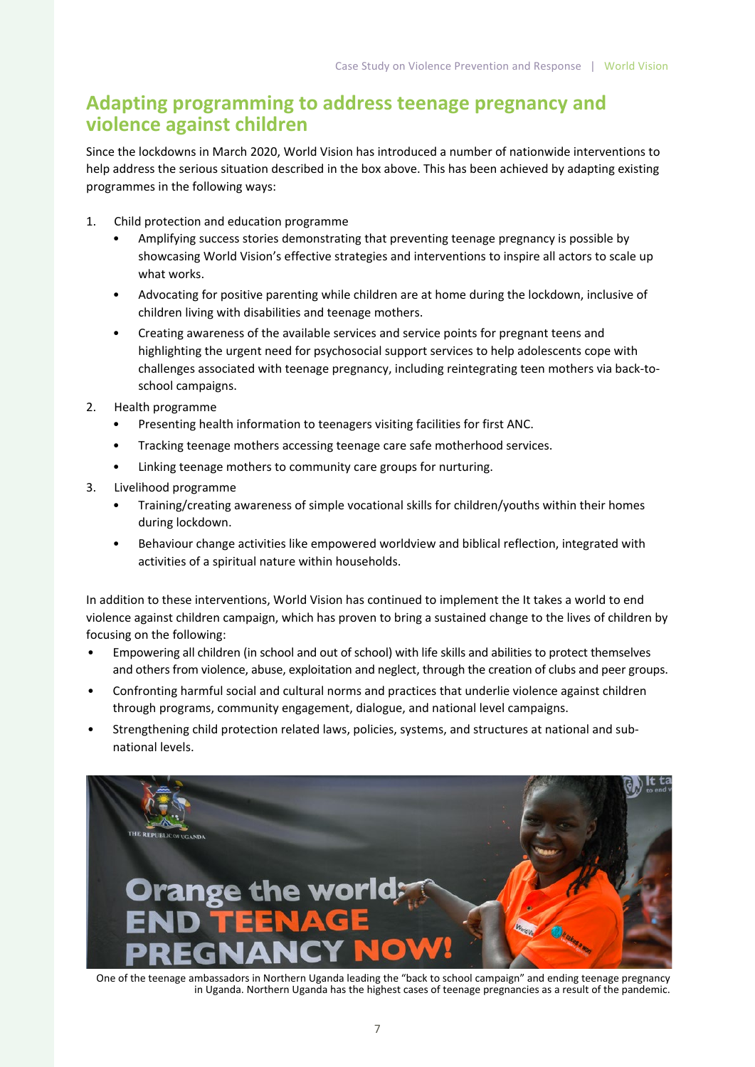## Adapting programming to address teenage pregnancy and violence against children

Since the lockdowns in March 2020, World Vision has introduced a number of nationwide interventions to help address the serious situation described in the box above. This has been achieved by adapting existing programmes in the following ways:

1. Child protection and education programme
    - Amplifying success stories demonstrating that preventing teenage pregnancy is possible by showcasing World Vision's effective strategies and interventions to inspire all actors to scale up what works.
    - Advocating for positive parenting while children are at home during the lockdown, inclusive of children living with disabilities and teenage mothers.
    - Creating awareness of the available services and service points for pregnant teens and highlighting the urgent need for psychosocial support services to help adolescents cope with challenges associated with teenage pregnancy, including reintegrating teen mothers via back-to-school campaigns.
2. Health programme
    - Presenting health information to teenagers visiting facilities for first ANC.
    - Tracking teenage mothers accessing teenage care safe motherhood services.
    - Linking teenage mothers to community care groups for nurturing.
3. Livelihood programme
    - Training/creating awareness of simple vocational skills for children/youths within their homes during lockdown.
    - Behaviour change activities like empowered worldview and biblical reflection, integrated with activities of a spiritual nature within households.

In addition to these interventions, World Vision has continued to implement the It takes a world to end violence against children campaign, which has proven to bring a sustained change to the lives of children by focusing on the following:

- Empowering all children (in school and out of school) with life skills and abilities to protect themselves and others from violence, abuse, exploitation and neglect, through the creation of clubs and peer groups.
- Confronting harmful social and cultural norms and practices that underlie violence against children through programs, community engagement, dialogue, and national level campaigns.
- Strengthening child protection related laws, policies, systems, and structures at national and sub-national levels.

One of the teenage ambassadors in Northern Uganda leading the "back to school campaign" and ending teenage pregnancy in Uganda. Northern Uganda has the highest cases of teenage pregnancies as a result of the pandemic.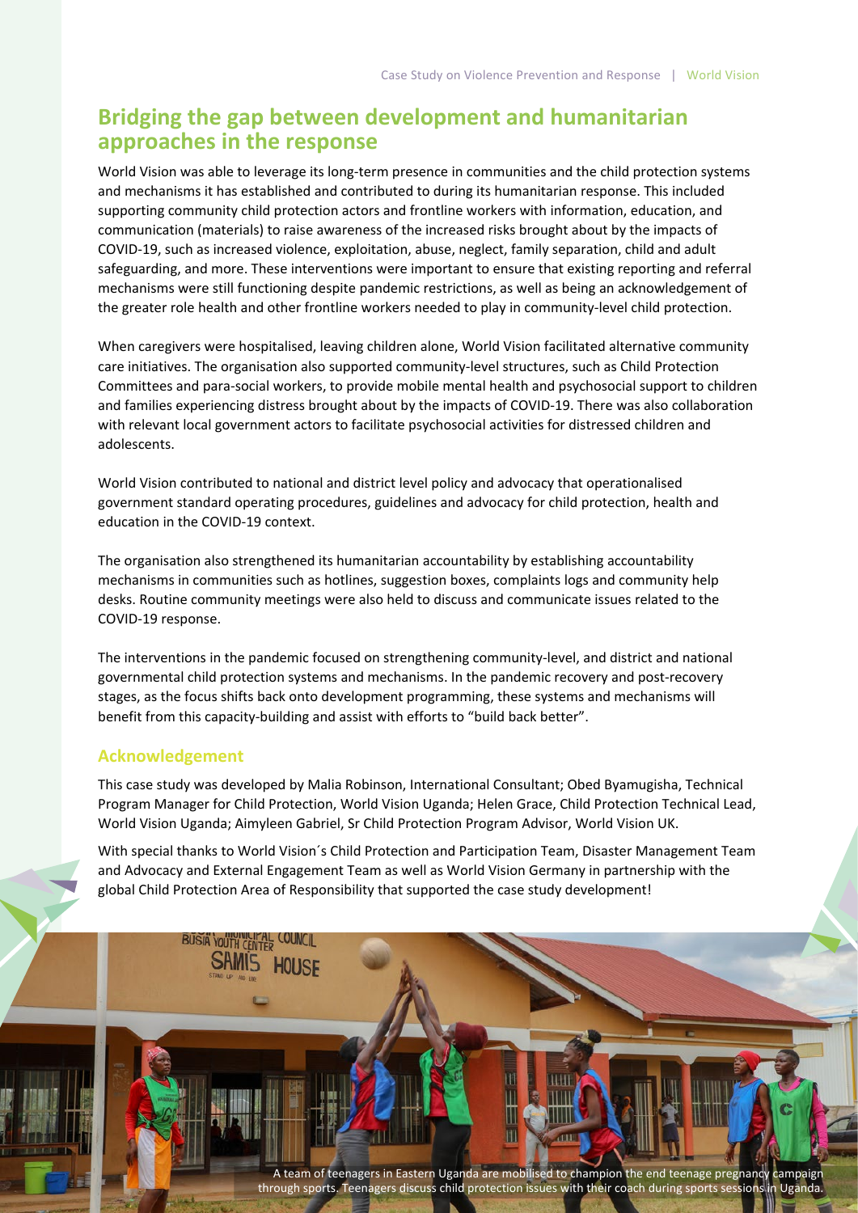## Bridging the gap between development and humanitarian approaches in the response

World Vision was able to leverage its long-term presence in communities and the child protection systems and mechanisms it has established and contributed to during its humanitarian response. This included supporting community child protection actors and frontline workers with information, education, and communication (materials) to raise awareness of the increased risks brought about by the impacts of COVID-19, such as increased violence, exploitation, abuse, neglect, family separation, child and adult safeguarding, and more. These interventions were important to ensure that existing reporting and referral mechanisms were still functioning despite pandemic restrictions, as well as being an acknowledgement of the greater role health and other frontline workers needed to play in community-level child protection.

When caregivers were hospitalised, leaving children alone, World Vision facilitated alternative community care initiatives. The organisation also supported community-level structures, such as Child Protection Committees and para-social workers, to provide mobile mental health and psychosocial support to children and families experiencing distress brought about by the impacts of COVID-19. There was also collaboration with relevant local government actors to facilitate psychosocial activities for distressed children and adolescents.

World Vision contributed to national and district level policy and advocacy that operationalised government standard operating procedures, guidelines and advocacy for child protection, health and education in the COVID-19 context.

The organisation also strengthened its humanitarian accountability by establishing accountability mechanisms in communities such as hotlines, suggestion boxes, complaints logs and community help desks. Routine community meetings were also held to discuss and communicate issues related to the COVID-19 response.

The interventions in the pandemic focused on strengthening community-level, and district and national governmental child protection systems and mechanisms. In the pandemic recovery and post-recovery stages, as the focus shifts back onto development programming, these systems and mechanisms will benefit from this capacity-building and assist with efforts to "build back better".

### Acknowledgement

This case study was developed by Malia Robinson, International Consultant; Obed Byamugisha, Technical Program Manager for Child Protection, World Vision Uganda; Helen Grace, Child Protection Technical Lead, World Vision Uganda; Aimyleen Gabriel, Sr Child Protection Program Advisor, World Vision UK.

With special thanks to World Vision´s Child Protection and Participation Team, Disaster Management Team and Advocacy and External Engagement Team as well as World Vision Germany in partnership with the global Child Protection Area of Responsibility that supported the case study development!

A team of teenagers in Eastern Uganda are mobilised to champion the end teenage pregnancy campaign through sports. Teenagers discuss child protection issues with their coach during sports sessions in Uganda.